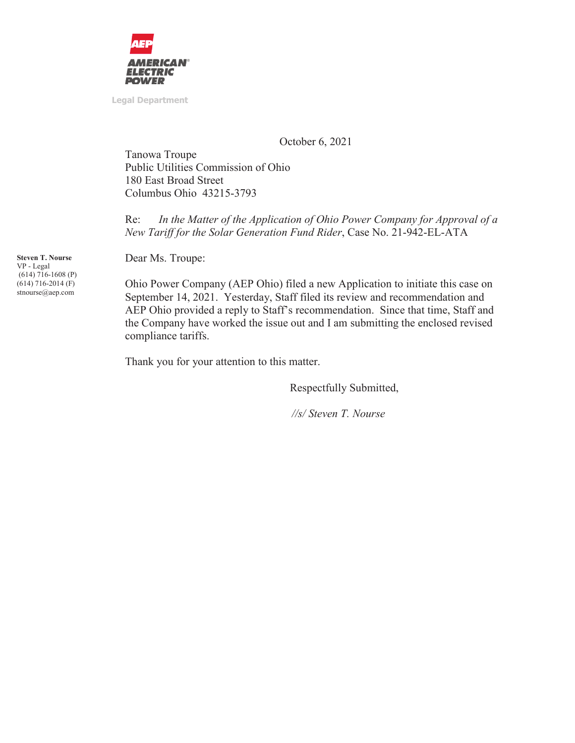**AMERICAN ELECTRIC POWER**

Legal Department

October 6, 2021

Tanowa Troupe
Public Utilities Commission of Ohio
180 East Broad Street
Columbus Ohio 43215-3793

Re: *In the Matter of the Application of Ohio Power Company for Approval of a New Tariff for the Solar Generation Fund Rider*, Case No. 21-942-EL-ATA

**Steven T. Nourse**
VP - Legal
(614) 716-1608 (P)
(614) 716-2014 (F)
stnourse@aep.com

Dear Ms. Troupe:

Ohio Power Company (AEP Ohio) filed a new Application to initiate this case on September 14, 2021. Yesterday, Staff filed its review and recommendation and AEP Ohio provided a reply to Staff's recommendation. Since that time, Staff and the Company have worked the issue out and I am submitting the enclosed revised compliance tariffs.

Thank you for your attention to this matter.

Respectfully Submitted,

*//s/ Steven T. Nourse*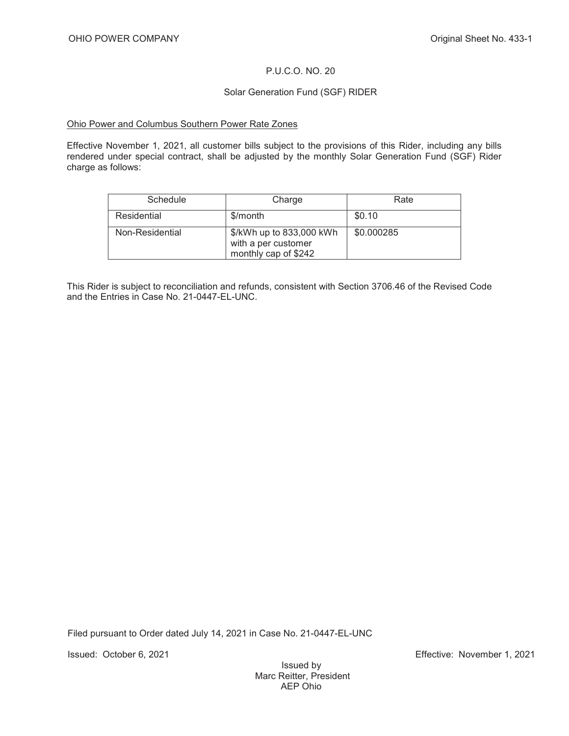OHIO POWER COMPANY Original Sheet No. 433-1

P.U.C.O. NO. 20

## Solar Generation Fund (SGF) RIDER

Ohio Power and Columbus Southern Power Rate Zones

Effective November 1, 2021, all customer bills subject to the provisions of this Rider, including any bills rendered under special contract, shall be adjusted by the monthly Solar Generation Fund (SGF) Rider charge as follows:

| Schedule | Charge | Rate |
|---|---|---|
| Residential | $/month | $0.10 |
| Non-Residential | $/kWh up to 833,000 kWh with a per customer monthly cap of $242 | $0.000285 |

This Rider is subject to reconciliation and refunds, consistent with Section 3706.46 of the Revised Code and the Entries in Case No. 21-0447-EL-UNC.

Filed pursuant to Order dated July 14, 2021 in Case No. 21-0447-EL-UNC

Issued: October 6, 2021 Effective: November 1, 2021

Issued by
Marc Reitter, President
AEP Ohio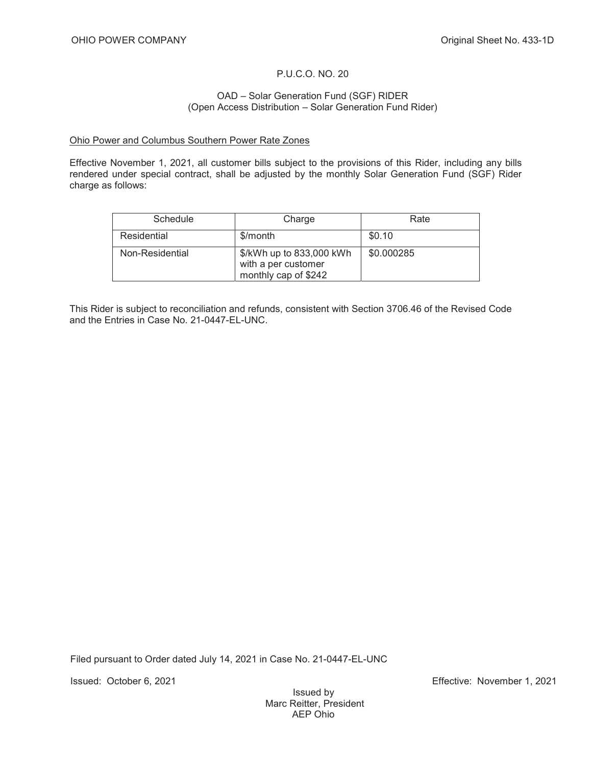OHIO POWER COMPANY Original Sheet No. 433-1D

P.U.C.O. NO. 20

## OAD – Solar Generation Fund (SGF) RIDER
(Open Access Distribution – Solar Generation Fund Rider)

Ohio Power and Columbus Southern Power Rate Zones

Effective November 1, 2021, all customer bills subject to the provisions of this Rider, including any bills rendered under special contract, shall be adjusted by the monthly Solar Generation Fund (SGF) Rider charge as follows:

| Schedule | Charge | Rate |
|---|---|---|
| Residential | $/month | $0.10 |
| Non-Residential | $/kWh up to 833,000 kWh with a per customer monthly cap of $242 | $0.000285 |

This Rider is subject to reconciliation and refunds, consistent with Section 3706.46 of the Revised Code and the Entries in Case No. 21-0447-EL-UNC.

Filed pursuant to Order dated July 14, 2021 in Case No. 21-0447-EL-UNC

Issued: October 6, 2021 Effective: November 1, 2021

Issued by
Marc Reitter, President
AEP Ohio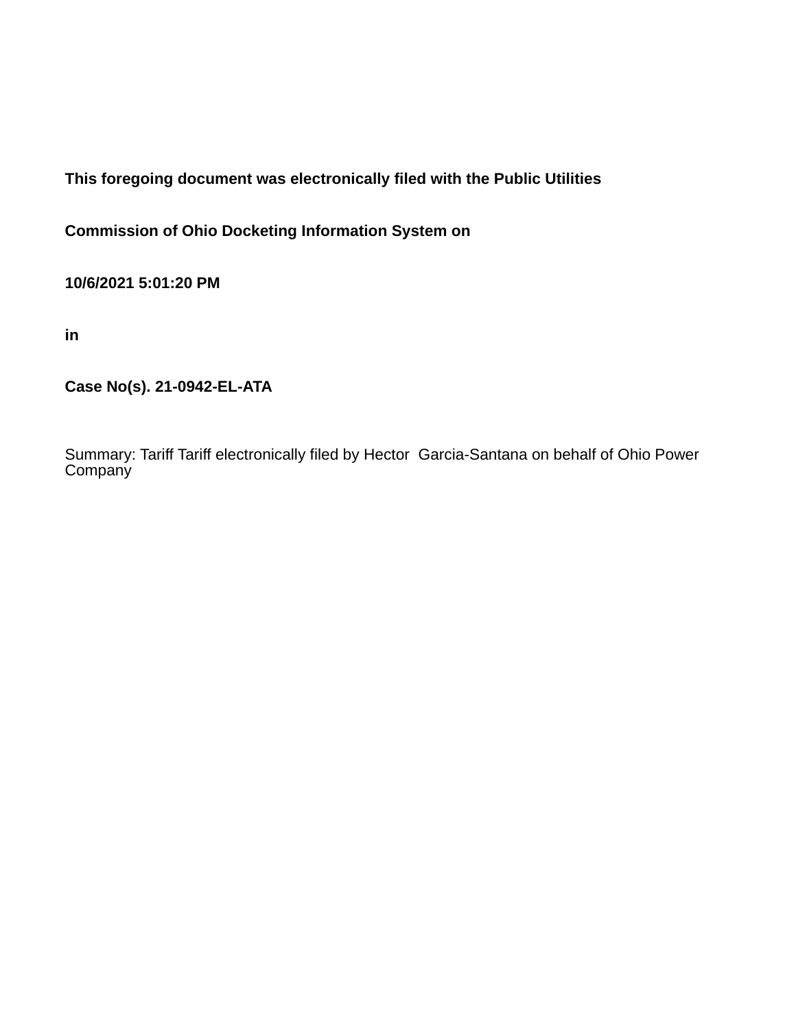**This foregoing document was electronically filed with the Public Utilities**

**Commission of Ohio Docketing Information System on**

**10/6/2021 5:01:20 PM**

**in**

**Case No(s). 21-0942-EL-ATA**

Summary: Tariff Tariff electronically filed by Hector Garcia-Santana on behalf of Ohio Power Company